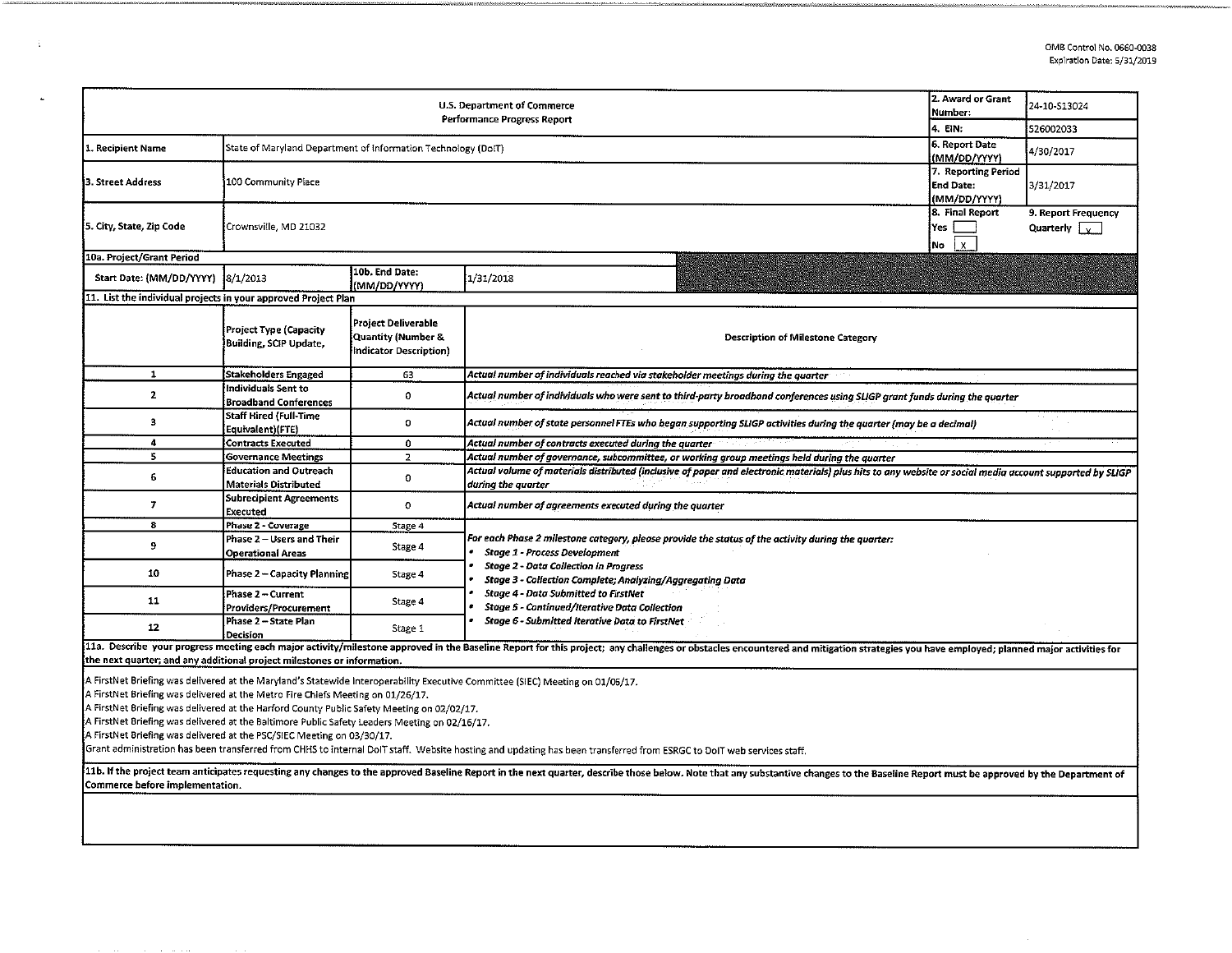OMB Control No. 0660-0038
Expiration Date: 5/31/2019

| U.S. Department of Commerce Performance Progress Report | | | | 2. Award or Grant Number: | 24-10-S13024 |
|---|---|---|---|---|---|
| | | | | 4. EIN: | 526002033 |
| 1. Recipient Name | State of Maryland Department of Information Technology (DoIT) | | | 6. Report Date (MM/DD/YYYY) | 4/30/2017 |
| 3. Street Address | 100 Community Place | | | 7. Reporting Period End Date: (MM/DD/YYYY) | 3/31/2017 |
| 5. City, State, Zip Code | Crownsville, MD 21032 | | | 8. Final Report Yes [ ] No [X] | 9. Report Frequency Quarterly [X] |
| 10a. Project/Grant Period | | | | | |
| Start Date: (MM/DD/YYYY) | 8/1/2013 | 10b. End Date: (MM/DD/YYYY) | 1/31/2018 | | |

11. List the individual projects in your approved Project Plan

| | Project Type (Capacity Building, SCIP Update, | Project Deliverable Quantity (Number & Indicator Description) | Description of Milestone Category |
|---|---|---|---|
| 1 | Stakeholders Engaged | 63 | *Actual number of individuals reached via stakeholder meetings during the quarter* |
| 2 | Individuals Sent to Broadband Conferences | 0 | *Actual number of individuals who were sent to third-party broadband conferences using SLIGP grant funds during the quarter* |
| 3 | Staff Hired (Full-Time Equivalent)(FTE) | 0 | *Actual number of state personnel FTEs who began supporting SLIGP activities during the quarter (may be a decimal)* |
| 4 | Contracts Executed | 0 | *Actual number of contracts executed during the quarter* |
| 5 | Governance Meetings | 2 | *Actual number of governance, subcommittee, or working group meetings held during the quarter* |
| 6 | Education and Outreach Materials Distributed | 0 | *Actual volume of materials distributed (inclusive of paper and electronic materials) plus hits to any website or social media account supported by SLIGP during the quarter* |
| 7 | Subrecipient Agreements Executed | 0 | *Actual number of agreements executed during the quarter* |
| 8 | Phase 2 - Coverage | Stage 4 | *For each Phase 2 milestone category, please provide the status of the activity during the quarter:* <br>• ***Stage 1 - Process Development*** <br>• ***Stage 2 - Data Collection in Progress*** <br>• ***Stage 3 - Collection Complete; Analyzing/Aggregating Data*** <br>• ***Stage 4 - Data Submitted to FirstNet*** <br>• ***Stage 5 - Continued/Iterative Data Collection*** <br>• ***Stage 6 - Submitted Iterative Data to FirstNet*** |
| 9 | Phase 2 – Users and Their Operational Areas | Stage 4 | |
| 10 | Phase 2 – Capacity Planning | Stage 4 | |
| 11 | Phase 2 – Current Providers/Procurement | Stage 4 | |
| 12 | Phase 2 – State Plan Decision | Stage 1 | |

**11a. Describe your progress meeting each major activity/milestone approved in the Baseline Report for this project; any challenges or obstacles encountered and mitigation strategies you have employed; planned major activities for the next quarter; and any additional project milestones or information.**

A FirstNet Briefing was delivered at the Maryland's Statewide Interoperability Executive Committee (SIEC) Meeting on 01/05/17.
A FirstNet Briefing was delivered at the Metro Fire Chiefs Meeting on 01/26/17.
A FirstNet Briefing was delivered at the Harford County Public Safety Meeting on 02/02/17.
A FirstNet Briefing was delivered at the Baltimore Public Safety Leaders Meeting on 02/16/17.
A FirstNet Briefing was delivered at the PSC/SIEC Meeting on 03/30/17.
Grant administration has been transferred from CHHS to internal DoIT staff. Website hosting and updating has been transferred from ESRGC to DoIT web services staff.

**11b. If the project team anticipates requesting any changes to the approved Baseline Report in the next quarter, describe those below. Note that any substantive changes to the Baseline Report must be approved by the Department of Commerce before implementation.**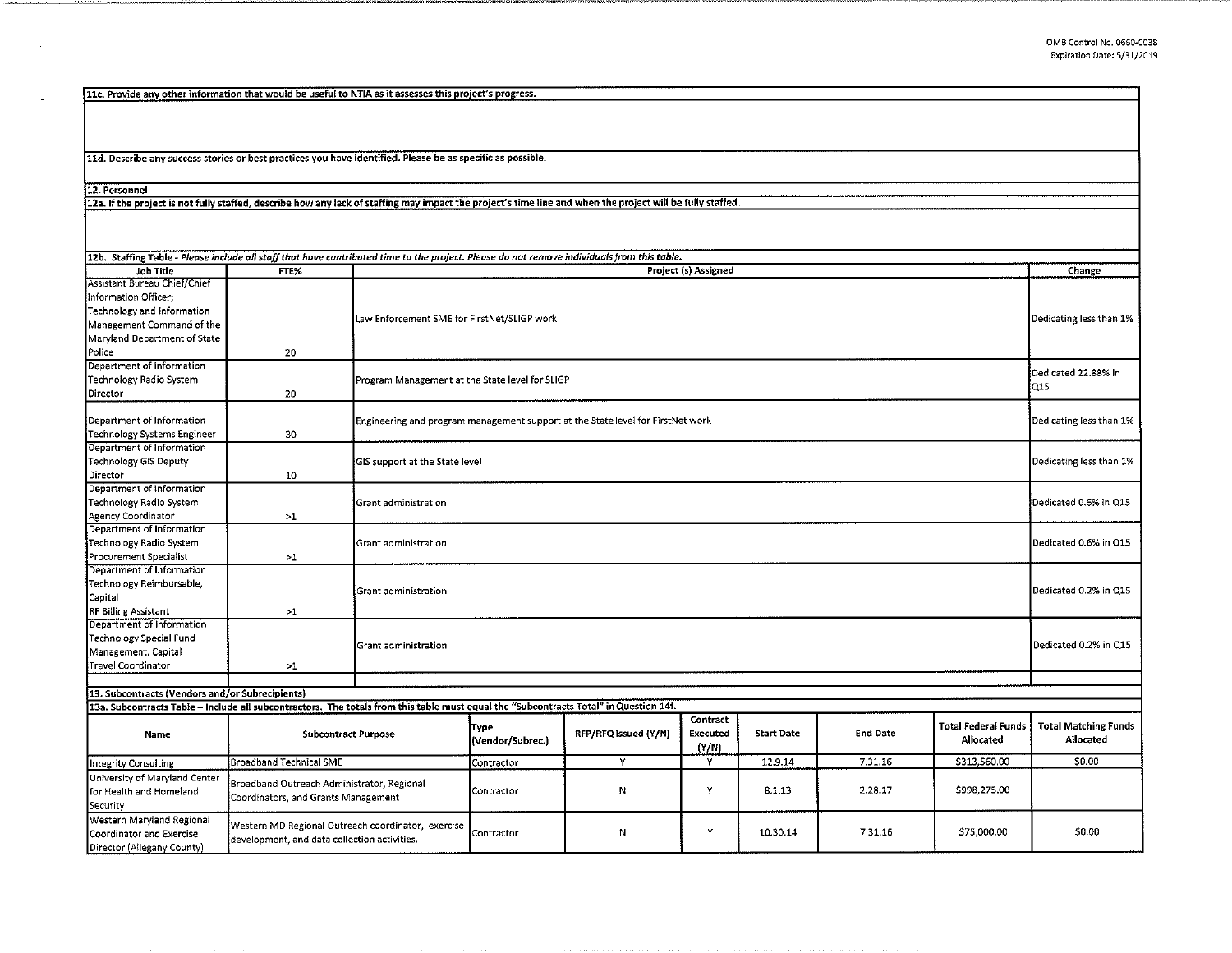**11c. Provide any other information that would be useful to NTIA as it assesses this project's progress.**

**11d. Describe any success stories or best practices you have identified. Please be as specific as possible.**

**12. Personnel**

**12a. If the project is not fully staffed, describe how any lack of staffing may impact the project's time line and when the project will be fully staffed.**

**12b. Staffing Table** - *Please include all staff that have contributed time to the project. Please do not remove individuals from this table.*

| Job Title | FTE% | Project (s) Assigned | Change |
|---|---|---|---|
| Assistant Bureau Chief/Chief Information Officer; Technology and Information Management Command of the Maryland Department of State Police | 20 | Law Enforcement SME for FirstNet/SLIGP work | Dedicating less than 1% |
| Department of Information Technology Radio System Director | 20 | Program Management at the State level for SLIGP | Dedicated 22.88% in Q15 |
| Department of Information Technology Systems Engineer | 30 | Engineering and program management support at the State level for FirstNet work | Dedicating less than 1% |
| Department of Information Technology GIS Deputy Director | 10 | GIS support at the State level | Dedicating less than 1% |
| Department of Information Technology Radio System Agency Coordinator | >1 | Grant administration | Dedicated 0.6% in Q15 |
| Department of Information Technology Radio System Procurement Specialist | >1 | Grant administration | Dedicated 0.6% in Q15 |
| Department of Information Technology Reimbursable, Capital RF Billing Assistant | >1 | Grant administration | Dedicated 0.2% in Q15 |
| Department of Information Technology Special Fund Management, Capital Travel Coordinator | >1 | Grant administration | Dedicated 0.2% in Q15 |
| | | | |

**13. Subcontracts (Vendors and/or Subrecipients)**

**13a. Subcontracts Table – Include all subcontractors. The totals from this table must equal the "Subcontracts Total" in Question 14f.**

| Name | Subcontract Purpose | Type (Vendor/Subrec.) | RFP/RFQ Issued (Y/N) | Contract Executed (Y/N) | Start Date | End Date | Total Federal Funds Allocated | Total Matching Funds Allocated |
|---|---|---|---|---|---|---|---|---|
| Integrity Consulting | Broadband Technical SME | Contractor | Y | Y | 12.9.14 | 7.31.16 | $313,560.00 | $0.00 |
| University of Maryland Center for Health and Homeland Security | Broadband Outreach Administrator, Regional Coordinators, and Grants Management | Contractor | N | Y | 8.1.13 | 2.28.17 | $998,275.00 | |
| Western Maryland Regional Coordinator and Exercise Director (Allegany County) | Western MD Regional Outreach coordinator, exercise development, and data collection activities. | Contractor | N | Y | 10.30.14 | 7.31.16 | $75,000.00 | $0.00 |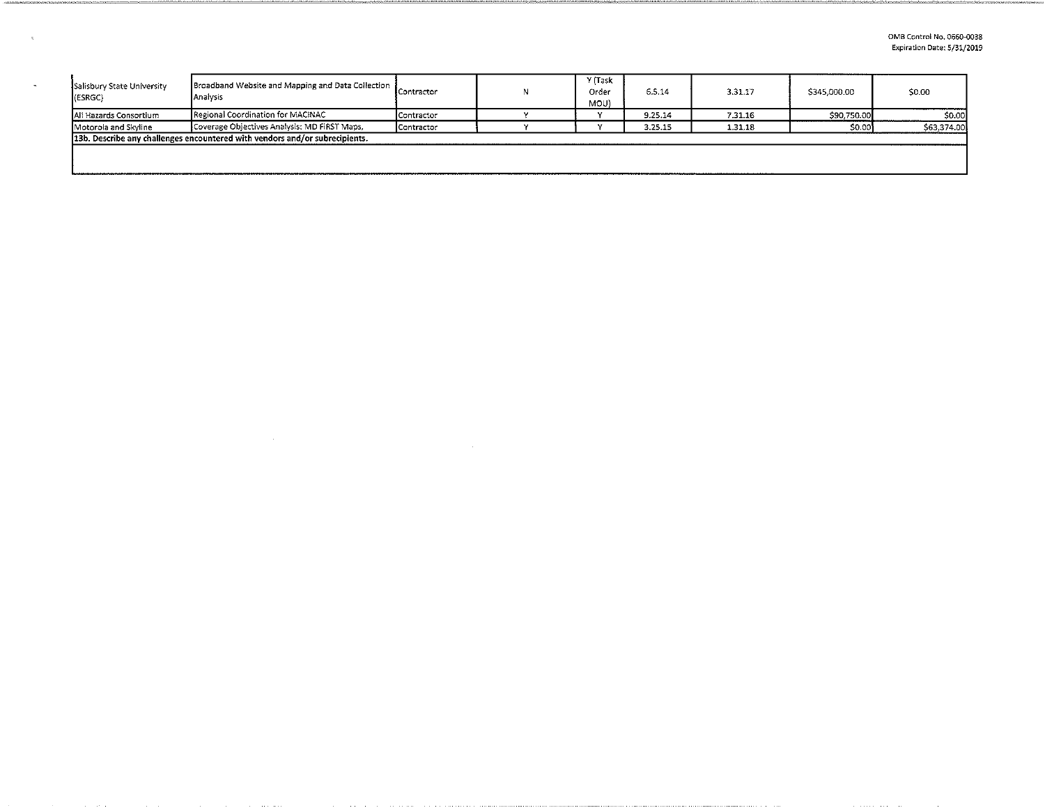| | | | | | | | | |
|---|---|---|---|---|---|---|---|---|
| Salisbury State University (ESRGC) | Broadband Website and Mapping and Data Collection Analysis | Contractor | N | Y (Task Order MOU) | 6.5.14 | 3.31.17 | $345,000.00 | $0.00 |
| All Hazards Consortium | Regional Coordination for MACINAC | Contractor | Y | Y | 9.25.14 | 7.31.16 | $90,750.00 | $0.00 |
| Motorola and Skyline | Coverage Objectives Analysis: MD FIRST Maps, | Contractor | Y | Y | 3.25.15 | 1.31.18 | $0.00 | $63,374.00 |

**13b. Describe any challenges encountered with vendors and/or subrecipients.**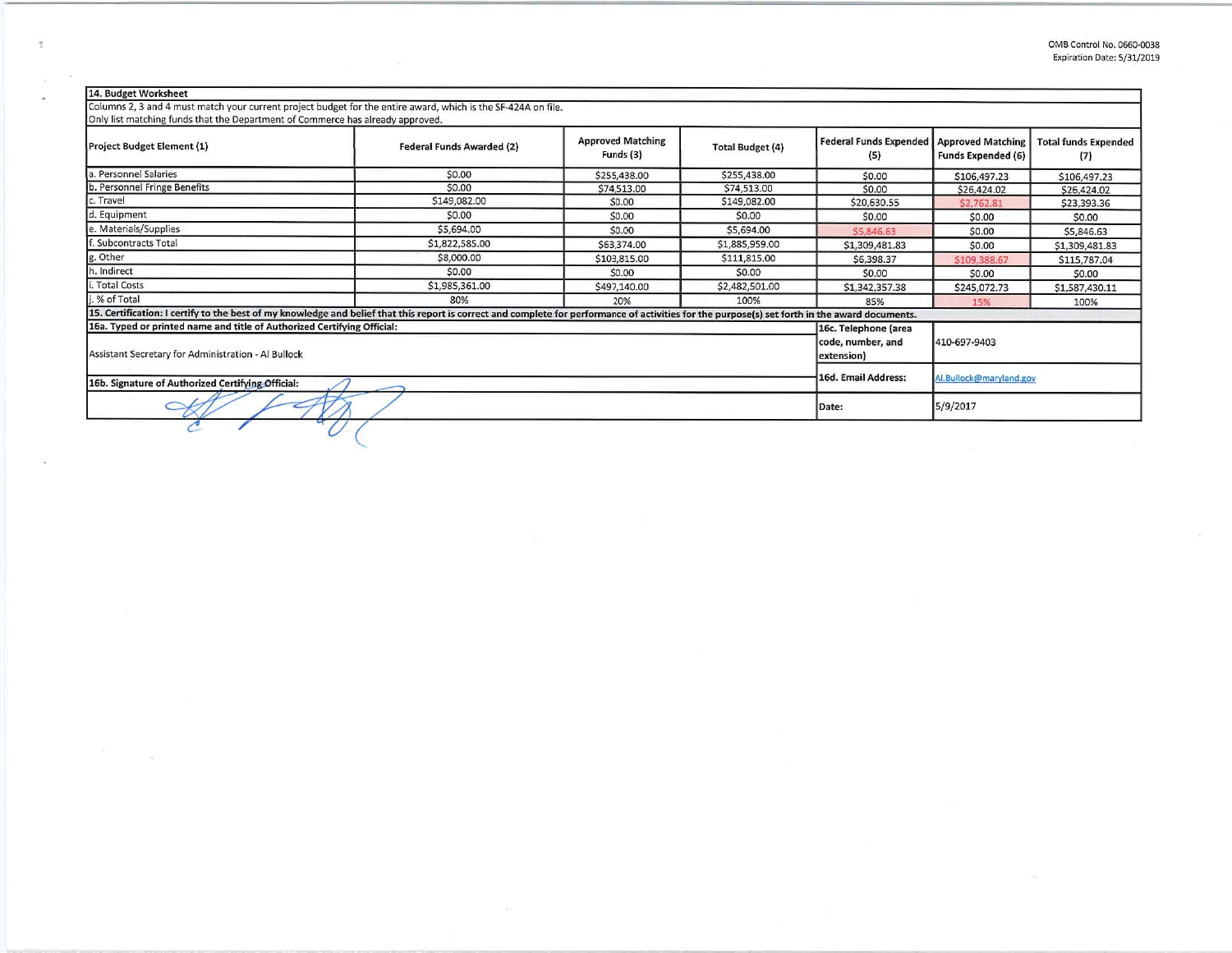OMB Control No. 0660-0038
Expiration Date: 5/31/2019

**14. Budget Worksheet**

Columns 2, 3 and 4 must match your current project budget for the entire award, which is the SF-424A on file.
Only list matching funds that the Department of Commerce has already approved.

| Project Budget Element (1) | Federal Funds Awarded (2) | Approved Matching Funds (3) | Total Budget (4) | Federal Funds Expended (5) | Approved Matching Funds Expended (6) | Total funds Expended (7) |
|---|---|---|---|---|---|---|
| a. Personnel Salaries | $0.00 | $255,438.00 | $255,438.00 | $0.00 | $106,497.23 | $106,497.23 |
| b. Personnel Fringe Benefits | $0.00 | $74,513.00 | $74,513.00 | $0.00 | $26,424.02 | $26,424.02 |
| c. Travel | $149,082.00 | $0.00 | $149,082.00 | $20,630.55 | $2,762.81 | $23,393.36 |
| d. Equipment | $0.00 | $0.00 | $0.00 | $0.00 | $0.00 | $0.00 |
| e. Materials/Supplies | $5,694.00 | $0.00 | $5,694.00 | $5,846.63 | $0.00 | $5,846.63 |
| f. Subcontracts Total | $1,822,585.00 | $63,374.00 | $1,885,959.00 | $1,309,481.83 | $0.00 | $1,309,481.83 |
| g. Other | $8,000.00 | $103,815.00 | $111,815.00 | $6,398.37 | $109,388.67 | $115,787.04 |
| h. Indirect | $0.00 | $0.00 | $0.00 | $0.00 | $0.00 | $0.00 |
| i. Total Costs | $1,985,361.00 | $497,140.00 | $2,482,501.00 | $1,342,357.38 | $245,072.73 | $1,587,430.11 |
| j. % of Total | 80% | 20% | 100% | 85% | 15% | 100% |

**15. Certification: I certify to the best of my knowledge and belief that this report is correct and complete for performance of activities for the purpose(s) set forth in the award documents.**

| | | | |
|---|---|---|---|
| **16a. Typed or printed name and title of Authorized Certifying Official:** Assistant Secretary for Administration - Al Bullock | | **16c. Telephone (area code, number, and extension)** | 410-697-9403 |
| **16b. Signature of Authorized Certifying Official:** | | **16d. Email Address:** | Al.Bullock@maryland.gov |
| | | **Date:** | 5/9/2017 |